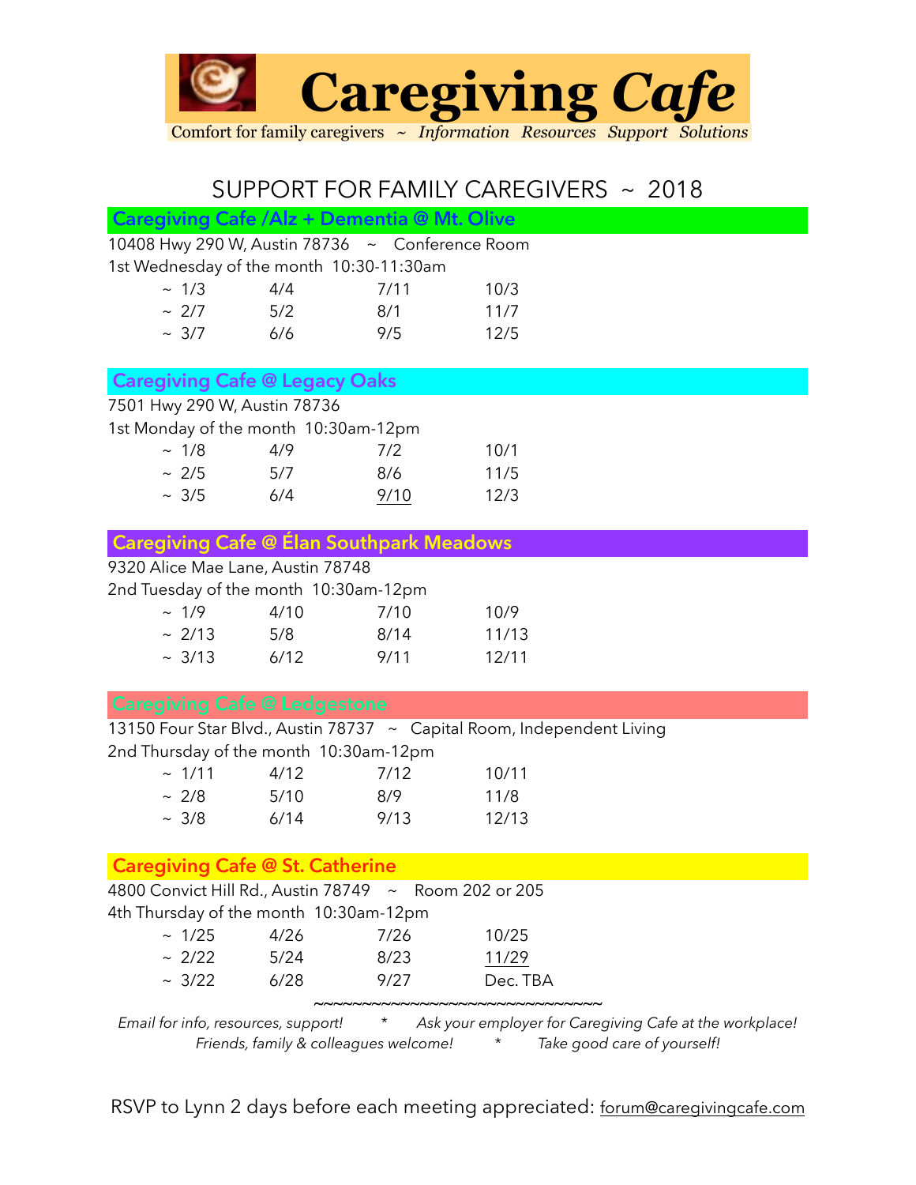# Caregiving *Cafe*

Comfort for family caregivers ~ *Information Resources Support Solutions*

## SUPPORT FOR FAMILY CAREGIVERS ~ 2018

### Caregiving Cafe /Alz + Dementia @ Mt. Olive

10408 Hwy 290 W, Austin 78736 ~ Conference Room

1st Wednesday of the month 10:30-11:30am

| | | | |
|---|---|---|---|
| ~ 1/3 | 4/4 | 7/11 | 10/3 |
| ~ 2/7 | 5/2 | 8/1 | 11/7 |
| ~ 3/7 | 6/6 | 9/5 | 12/5 |

### Caregiving Cafe @ Legacy Oaks

7501 Hwy 290 W, Austin 78736

1st Monday of the month 10:30am-12pm

| | | | |
|---|---|---|---|
| ~ 1/8 | 4/9 | 7/2 | 10/1 |
| ~ 2/5 | 5/7 | 8/6 | 11/5 |
| ~ 3/5 | 6/4 | 9/10 | 12/3 |

### Caregiving Cafe @ Élan Southpark Meadows

9320 Alice Mae Lane, Austin 78748

2nd Tuesday of the month 10:30am-12pm

| | | | |
|---|---|---|---|
| ~ 1/9 | 4/10 | 7/10 | 10/9 |
| ~ 2/13 | 5/8 | 8/14 | 11/13 |
| ~ 3/13 | 6/12 | 9/11 | 12/11 |

### Caregiving Cafe @ Ledgestone

13150 Four Star Blvd., Austin 78737 ~ Capital Room, Independent Living

2nd Thursday of the month 10:30am-12pm

| | | | |
|---|---|---|---|
| ~ 1/11 | 4/12 | 7/12 | 10/11 |
| ~ 2/8 | 5/10 | 8/9 | 11/8 |
| ~ 3/8 | 6/14 | 9/13 | 12/13 |

### Caregiving Cafe @ St. Catherine

4800 Convict Hill Rd., Austin 78749 ~ Room 202 or 205

4th Thursday of the month 10:30am-12pm

| | | | |
|---|---|---|---|
| ~ 1/25 | 4/26 | 7/26 | 10/25 |
| ~ 2/22 | 5/24 | 8/23 | 11/29 |
| ~ 3/22 | 6/28 | 9/27 | Dec. TBA |

~~~~~~~~~~~~~~~~~~~~~~~~~~~~~~~~

*Email for info, resources, support!* * *Ask your employer for Caregiving Cafe at the workplace!*

*Friends, family & colleagues welcome!* * *Take good care of yourself!*

RSVP to Lynn 2 days before each meeting appreciated: forum@caregivingcafe.com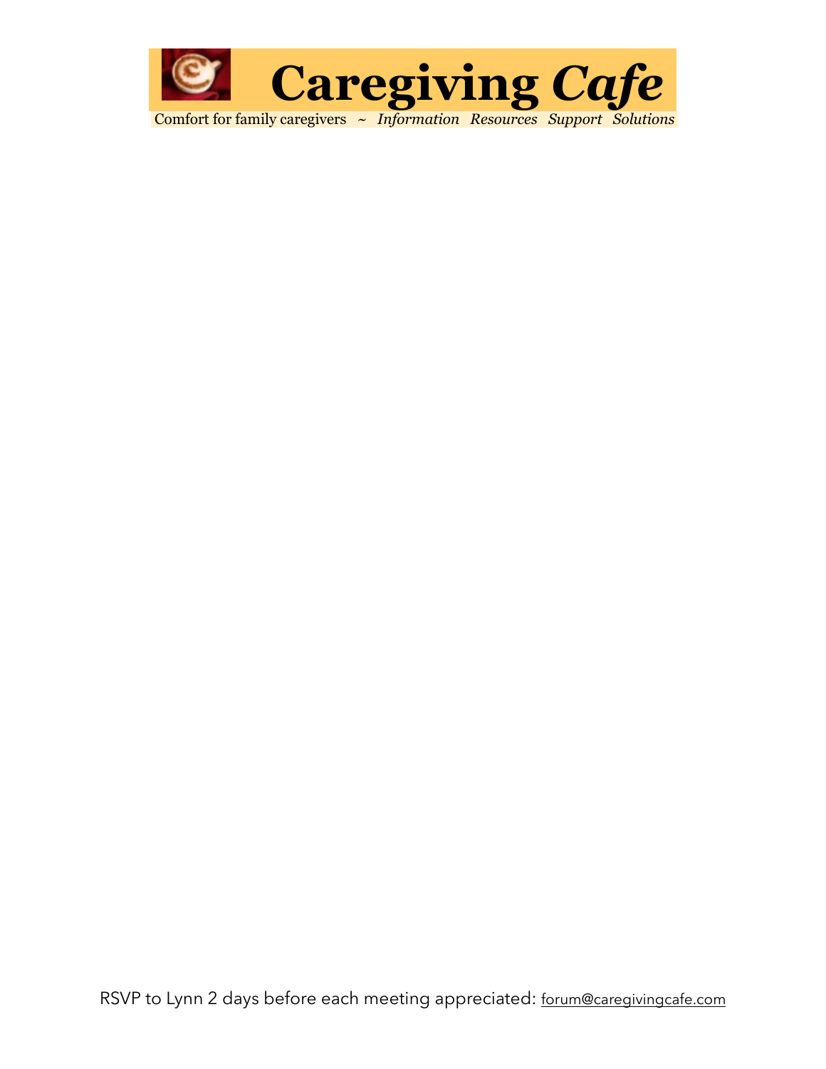# Caregiving *Cafe*

Comfort for family caregivers ~ *Information Resources Support Solutions*

RSVP to Lynn 2 days before each meeting appreciated: forum@caregivingcafe.com